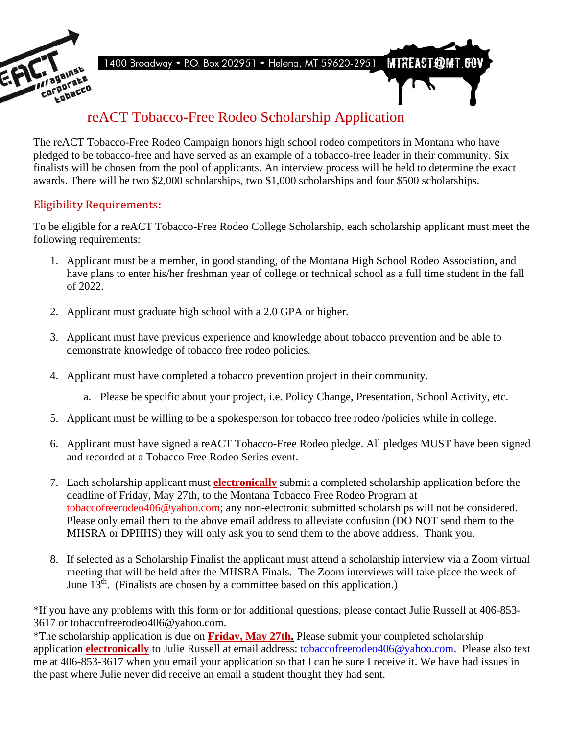1400 Broadway • P.O. Box 202951 • Helena, MT 59620-2951 MTREACT@MT.GOV

# reACT Tobacco-Free Rodeo Scholarship Application

The reACT Tobacco-Free Rodeo Campaign honors high school rodeo competitors in Montana who have pledged to be tobacco-free and have served as an example of a tobacco-free leader in their community. Six finalists will be chosen from the pool of applicants. An interview process will be held to determine the exact awards. There will be two $2,000 scholarships, two $1,000 scholarships and four $500 scholarships.

## Eligibility Requirements:

To be eligible for a reACT Tobacco-Free Rodeo College Scholarship, each scholarship applicant must meet the following requirements:

1. Applicant must be a member, in good standing, of the Montana High School Rodeo Association, and have plans to enter his/her freshman year of college or technical school as a full time student in the fall of 2022.

2. Applicant must graduate high school with a 2.0 GPA or higher.

3. Applicant must have previous experience and knowledge about tobacco prevention and be able to demonstrate knowledge of tobacco free rodeo policies.

4. Applicant must have completed a tobacco prevention project in their community.
   a. Please be specific about your project, i.e. Policy Change, Presentation, School Activity, etc.

5. Applicant must be willing to be a spokesperson for tobacco free rodeo /policies while in college.

6. Applicant must have signed a reACT Tobacco-Free Rodeo pledge. All pledges MUST have been signed and recorded at a Tobacco Free Rodeo Series event.

7. Each scholarship applicant must **electronically** submit a completed scholarship application before the deadline of Friday, May 27th, to the Montana Tobacco Free Rodeo Program at tobaccofreerodeo406@yahoo.com; any non-electronic submitted scholarships will not be considered. Please only email them to the above email address to alleviate confusion (DO NOT send them to the MHSRA or DPHHS) they will only ask you to send them to the above address. Thank you.

8. If selected as a Scholarship Finalist the applicant must attend a scholarship interview via a Zoom virtual meeting that will be held after the MHSRA Finals. The Zoom interviews will take place the week of June 13th. (Finalists are chosen by a committee based on this application.)

*If you have any problems with this form or for additional questions, please contact Julie Russell at 406-853-3617 or tobaccofreerodeo406@yahoo.com.
*The scholarship application is due on **Friday, May 27th.** Please submit your completed scholarship application **electronically** to Julie Russell at email address: tobaccofreerodeo406@yahoo.com. Please also text me at 406-853-3617 when you email your application so that I can be sure I receive it. We have had issues in the past where Julie never did receive an email a student thought they had sent.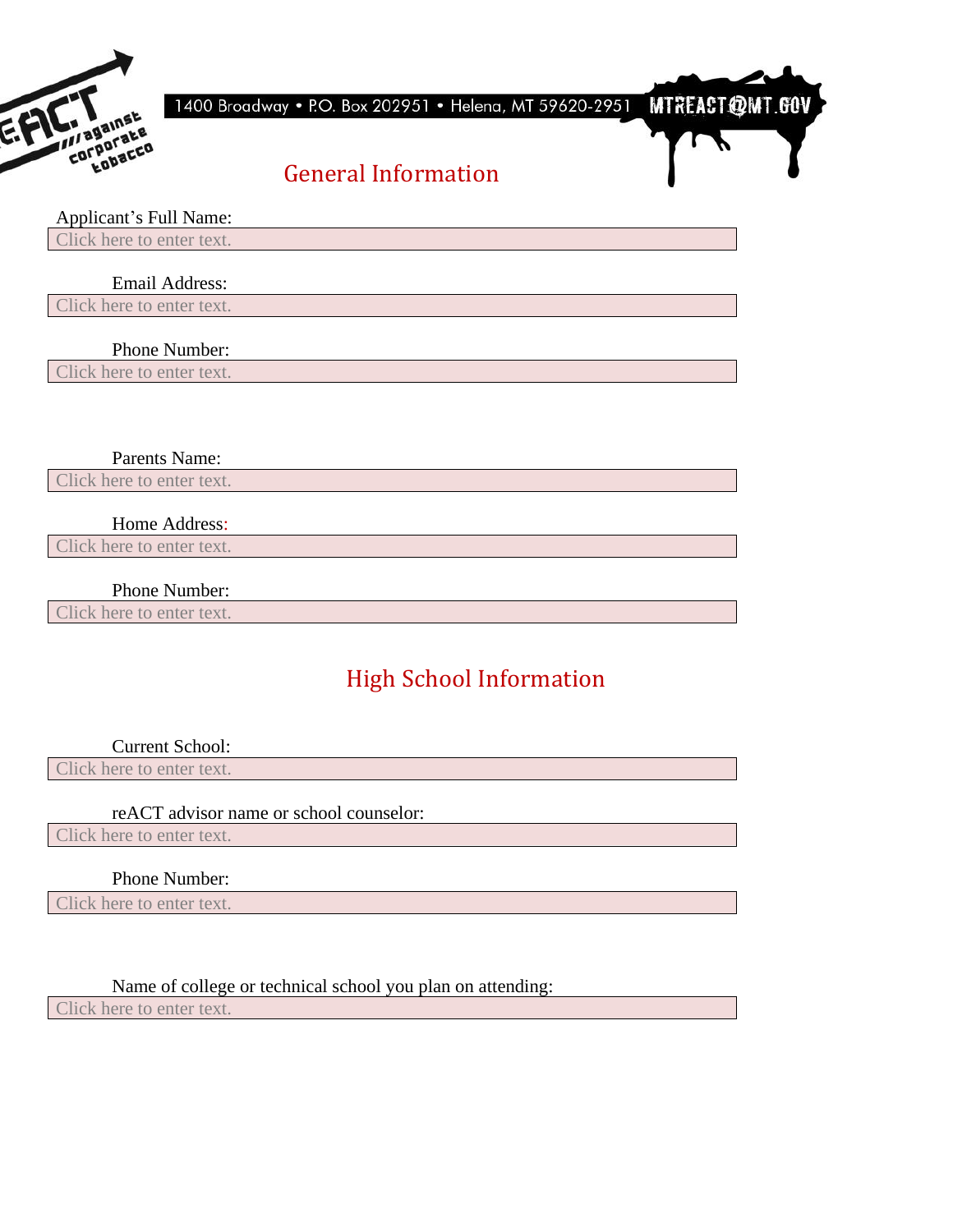1400 Broadway • P.O. Box 202951 • Helena, MT 59620-2951 MTREACT@MT.GOV

## General Information

Applicant's Full Name:

Click here to enter text.

Email Address:

Click here to enter text.

Phone Number:

Click here to enter text.

Parents Name:

Click here to enter text.

Home Address:

Click here to enter text.

Phone Number:

Click here to enter text.

## High School Information

Current School:

Click here to enter text.

reACT advisor name or school counselor:

Click here to enter text.

Phone Number:

Click here to enter text.

Name of college or technical school you plan on attending:

Click here to enter text.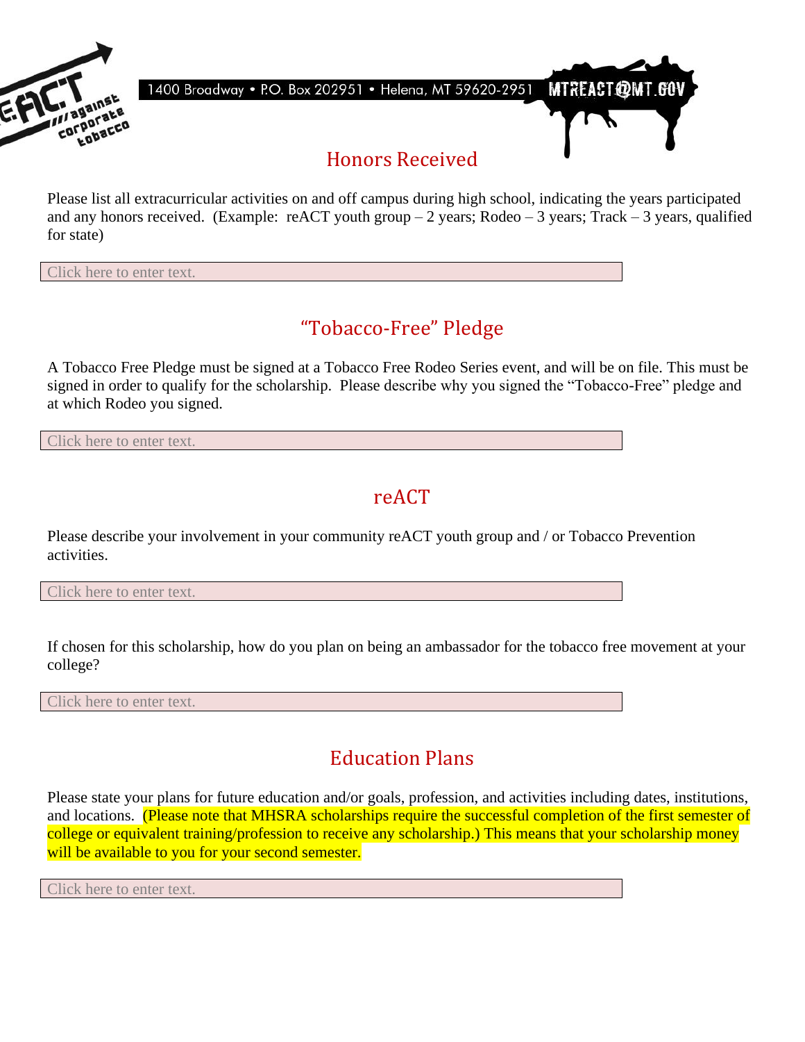## Honors Received

Please list all extracurricular activities on and off campus during high school, indicating the years participated and any honors received. (Example: reACT youth group – 2 years; Rodeo – 3 years; Track – 3 years, qualified for state)

Click here to enter text.

## "Tobacco-Free" Pledge

A Tobacco Free Pledge must be signed at a Tobacco Free Rodeo Series event, and will be on file. This must be signed in order to qualify for the scholarship. Please describe why you signed the "Tobacco-Free" pledge and at which Rodeo you signed.

Click here to enter text.

## reACT

Please describe your involvement in your community reACT youth group and / or Tobacco Prevention activities.

Click here to enter text.

If chosen for this scholarship, how do you plan on being an ambassador for the tobacco free movement at your college?

Click here to enter text.

## Education Plans

Please state your plans for future education and/or goals, profession, and activities including dates, institutions, and locations. (Please note that MHSRA scholarships require the successful completion of the first semester of college or equivalent training/profession to receive any scholarship.) This means that your scholarship money will be available to you for your second semester.

Click here to enter text.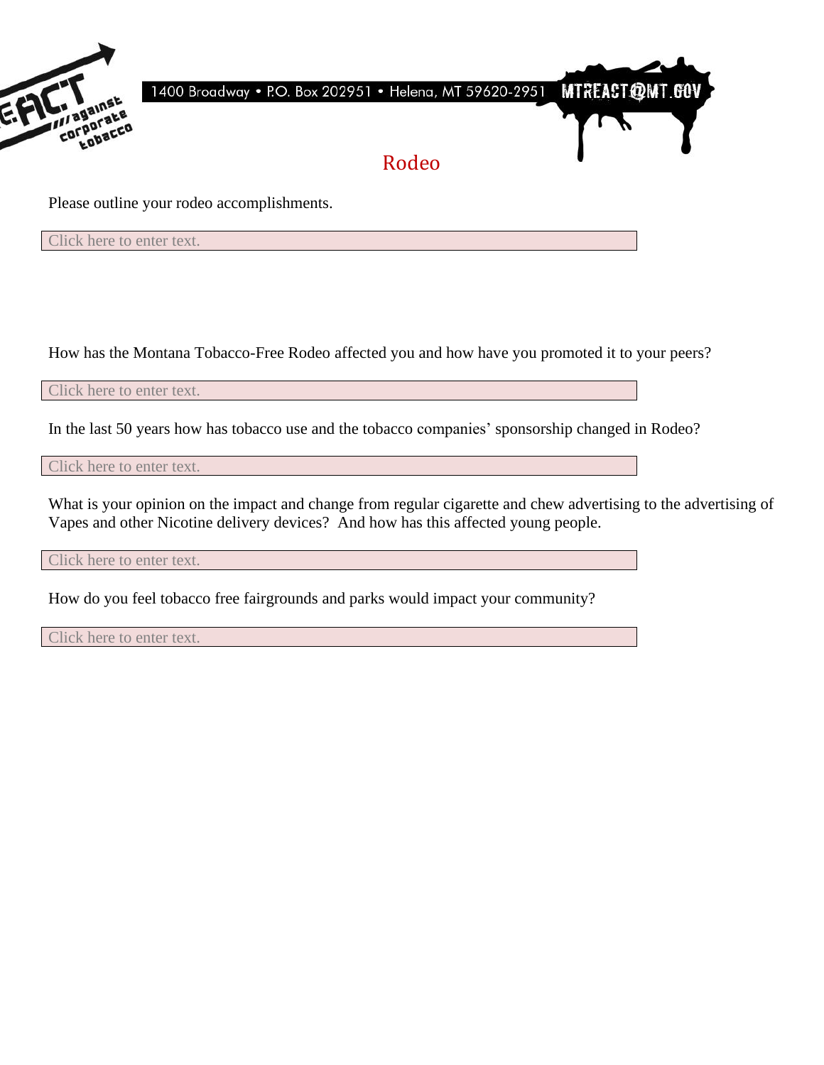1400 Broadway • P.O. Box 202951 • Helena, MT 59620-2951 MTREACT@MT.GOV

# Rodeo

Please outline your rodeo accomplishments.

Click here to enter text.

How has the Montana Tobacco-Free Rodeo affected you and how have you promoted it to your peers?

Click here to enter text.

In the last 50 years how has tobacco use and the tobacco companies' sponsorship changed in Rodeo?

Click here to enter text.

What is your opinion on the impact and change from regular cigarette and chew advertising to the advertising of Vapes and other Nicotine delivery devices? And how has this affected young people.

Click here to enter text.

How do you feel tobacco free fairgrounds and parks would impact your community?

Click here to enter text.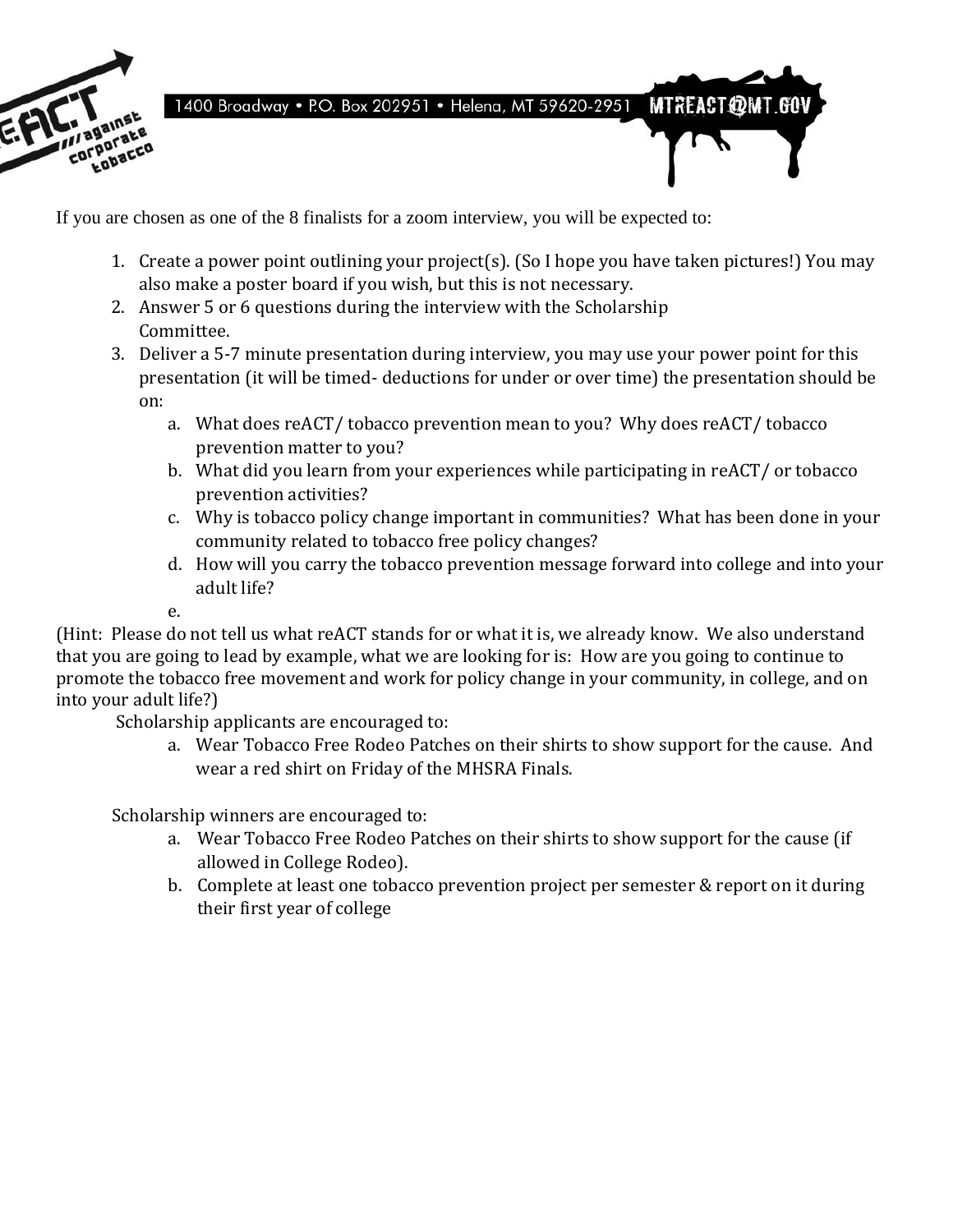1400 Broadway • P.O. Box 202951 • Helena, MT 59620-2951 MTREACT@MT.GOV

If you are chosen as one of the 8 finalists for a zoom interview, you will be expected to:

1. Create a power point outlining your project(s). (So I hope you have taken pictures!) You may also make a poster board if you wish, but this is not necessary.
2. Answer 5 or 6 questions during the interview with the Scholarship Committee.
3. Deliver a 5-7 minute presentation during interview, you may use your power point for this presentation (it will be timed- deductions for under or over time) the presentation should be on:
   a. What does reACT/ tobacco prevention mean to you? Why does reACT/ tobacco prevention matter to you?
   b. What did you learn from your experiences while participating in reACT/ or tobacco prevention activities?
   c. Why is tobacco policy change important in communities? What has been done in your community related to tobacco free policy changes?
   d. How will you carry the tobacco prevention message forward into college and into your adult life?
   e.

(Hint: Please do not tell us what reACT stands for or what it is, we already know. We also understand that you are going to lead by example, what we are looking for is: How are you going to continue to promote the tobacco free movement and work for policy change in your community, in college, and on into your adult life?)

Scholarship applicants are encouraged to:

a. Wear Tobacco Free Rodeo Patches on their shirts to show support for the cause. And wear a red shirt on Friday of the MHSRA Finals.

Scholarship winners are encouraged to:

a. Wear Tobacco Free Rodeo Patches on their shirts to show support for the cause (if allowed in College Rodeo).
b. Complete at least one tobacco prevention project per semester & report on it during their first year of college